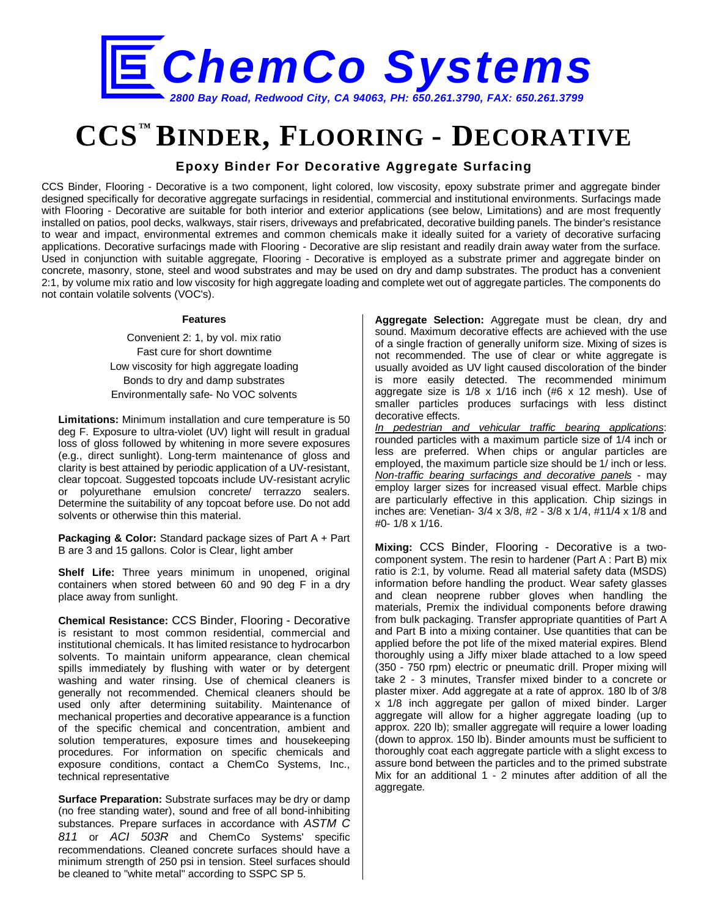# ChemCo Systems

*2800 Bay Road, Redwood City, CA 94063, PH: 650.261.3790, FAX: 650.261.3799*

# CCS™ BINDER, FLOORING - DECORATIVE

## Epoxy Binder For Decorative Aggregate Surfacing

CCS Binder, Flooring - Decorative is a two component, light colored, low viscosity, epoxy substrate primer and aggregate binder designed specifically for decorative aggregate surfacings in residential, commercial and institutional environments. Surfacings made with Flooring - Decorative are suitable for both interior and exterior applications (see below, Limitations) and are most frequently installed on patios, pool decks, walkways, stair risers, driveways and prefabricated, decorative building panels. The binder's resistance to wear and impact, environmental extremes and common chemicals make it ideally suited for a variety of decorative surfacing applications. Decorative surfacings made with Flooring - Decorative are slip resistant and readily drain away water from the surface. Used in conjunction with suitable aggregate, Flooring - Decorative is employed as a substrate primer and aggregate binder on concrete, masonry, stone, steel and wood substrates and may be used on dry and damp substrates. The product has a convenient 2:1, by volume mix ratio and low viscosity for high aggregate loading and complete wet out of aggregate particles. The components do not contain volatile solvents (VOC's).

### Features

Convenient 2: 1, by vol. mix ratio
Fast cure for short downtime
Low viscosity for high aggregate loading
Bonds to dry and damp substrates
Environmentally safe- No VOC solvents

**Limitations:** Minimum installation and cure temperature is 50 deg F. Exposure to ultra-violet (UV) light will result in gradual loss of gloss followed by whitening in more severe exposures (e.g., direct sunlight). Long-term maintenance of gloss and clarity is best attained by periodic application of a UV-resistant, clear topcoat. Suggested topcoats include UV-resistant acrylic or polyurethane emulsion concrete/ terrazzo sealers. Determine the suitability of any topcoat before use. Do not add solvents or otherwise thin this material.

**Packaging & Color:** Standard package sizes of Part A + Part B are 3 and 15 gallons. Color is Clear, light amber

**Shelf Life:** Three years minimum in unopened, original containers when stored between 60 and 90 deg F in a dry place away from sunlight.

**Chemical Resistance:** CCS Binder, Flooring - Decorative is resistant to most common residential, commercial and institutional chemicals. It has limited resistance to hydrocarbon solvents. To maintain uniform appearance, clean chemical spills immediately by flushing with water or by detergent washing and water rinsing. Use of chemical cleaners is generally not recommended. Chemical cleaners should be used only after determining suitability. Maintenance of mechanical properties and decorative appearance is a function of the specific chemical and concentration, ambient and solution temperatures, exposure times and housekeeping procedures. For information on specific chemicals and exposure conditions, contact a ChemCo Systems, Inc., technical representative

**Surface Preparation:** Substrate surfaces may be dry or damp (no free standing water), sound and free of all bond-inhibiting substances. Prepare surfaces in accordance with *ASTM C 811* or *ACI 503R* and ChemCo Systems' specific recommendations. Cleaned concrete surfaces should have a minimum strength of 250 psi in tension. Steel surfaces should be cleaned to "white metal" according to SSPC SP 5.

**Aggregate Selection:** Aggregate must be clean, dry and sound. Maximum decorative effects are achieved with the use of a single fraction of generally uniform size. Mixing of sizes is not recommended. The use of clear or white aggregate is usually avoided as UV light caused discoloration of the binder is more easily detected. The recommended minimum aggregate size is 1/8 x 1/16 inch (#6 x 12 mesh). Use of smaller particles produces surfacings with less distinct decorative effects.

*In pedestrian and vehicular traffic bearing applications*: rounded particles with a maximum particle size of 1/4 inch or less are preferred. When chips or angular particles are employed, the maximum particle size should be 1/ inch or less. *Non-traffic bearing surfacings and decorative panels* - may employ larger sizes for increased visual effect. Marble chips are particularly effective in this application. Chip sizings in inches are: Venetian- 3/4 x 3/8, #2 - 3/8 x 1/4, #11/4 x 1/8 and #0- 1/8 x 1/16.

**Mixing:** CCS Binder, Flooring - Decorative is a two-component system. The resin to hardener (Part A : Part B) mix ratio is 2:1, by volume. Read all material safety data (MSDS) information before handling the product. Wear safety glasses and clean neoprene rubber gloves when handling the materials, Premix the individual components before drawing from bulk packaging. Transfer appropriate quantities of Part A and Part B into a mixing container. Use quantities that can be applied before the pot life of the mixed material expires. Blend thoroughly using a Jiffy mixer blade attached to a low speed (350 - 750 rpm) electric or pneumatic drill. Proper mixing will take 2 - 3 minutes, Transfer mixed binder to a concrete or plaster mixer. Add aggregate at a rate of approx. 180 lb of 3/8 x 1/8 inch aggregate per gallon of mixed binder. Larger aggregate will allow for a higher aggregate loading (up to approx. 220 lb); smaller aggregate will require a lower loading (down to approx. 150 lb). Binder amounts must be sufficient to thoroughly coat each aggregate particle with a slight excess to assure bond between the particles and to the primed substrate Mix for an additional 1 - 2 minutes after addition of all the aggregate.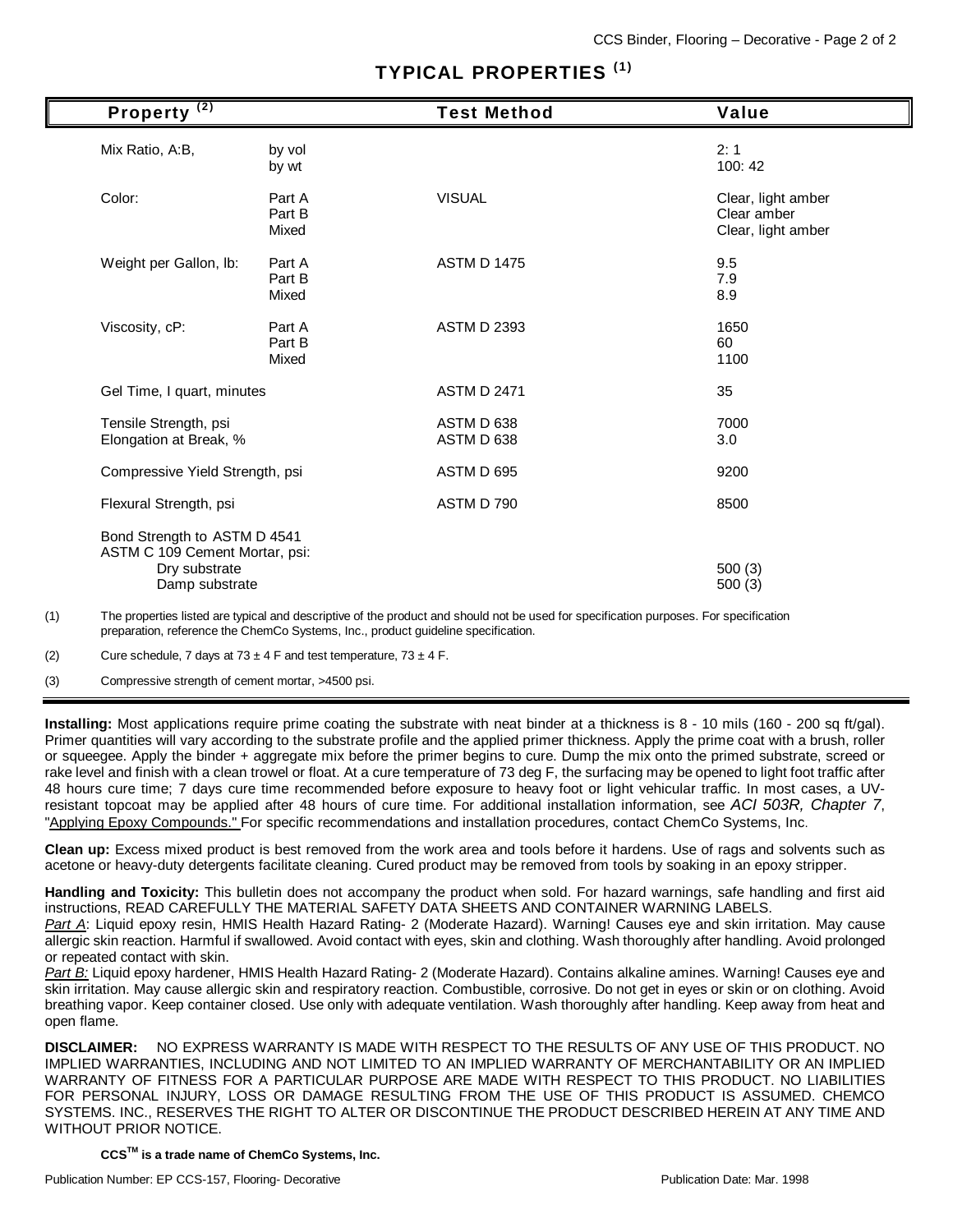## TYPICAL PROPERTIES [1]

| Property [2] | | Test Method | Value |
|---|---|---|---|
| Mix Ratio, A:B, | by vol<br>by wt | | 2: 1<br>100: 42 |
| Color: | Part A<br>Part B<br>Mixed | VISUAL | Clear, light amber<br>Clear amber<br>Clear, light amber |
| Weight per Gallon, lb: | Part A<br>Part B<br>Mixed | ASTM D 1475 | 9.5<br>7.9<br>8.9 |
| Viscosity, cP: | Part A<br>Part B<br>Mixed | ASTM D 2393 | 1650<br>60<br>1100 |
| Gel Time, I quart, minutes | | ASTM D 2471 | 35 |
| Tensile Strength, psi<br>Elongation at Break, % | | ASTM D 638<br>ASTM D 638 | 7000<br>3.0 |
| Compressive Yield Strength, psi | | ASTM D 695 | 9200 |
| Flexural Strength, psi | | ASTM D 790 | 8500 |
| Bond Strength to ASTM D 4541 ASTM C 109 Cement Mortar, psi:<br>Dry substrate<br>Damp substrate | | | <br>500 (3)<br>500 (3) |

(1) The properties listed are typical and descriptive of the product and should not be used for specification purposes. For specification preparation, reference the ChemCo Systems, Inc., product guideline specification.

(2) Cure schedule, 7 days at 73 ± 4 F and test temperature, 73 ± 4 F.

(3) Compressive strength of cement mortar, >4500 psi.

**Installing:** Most applications require prime coating the substrate with neat binder at a thickness is 8 - 10 mils (160 - 200 sq ft/gal). Primer quantities will vary according to the substrate profile and the applied primer thickness. Apply the prime coat with a brush, roller or squeegee. Apply the binder + aggregate mix before the primer begins to cure. Dump the mix onto the primed substrate, screed or rake level and finish with a clean trowel or float. At a cure temperature of 73 deg F, the surfacing may be opened to light foot traffic after 48 hours cure time; 7 days cure time recommended before exposure to heavy foot or light vehicular traffic. In most cases, a UV-resistant topcoat may be applied after 48 hours of cure time. For additional installation information, see *ACI 503R, Chapter 7*, "Applying Epoxy Compounds." For specific recommendations and installation procedures, contact ChemCo Systems, Inc.

**Clean up:** Excess mixed product is best removed from the work area and tools before it hardens. Use of rags and solvents such as acetone or heavy-duty detergents facilitate cleaning. Cured product may be removed from tools by soaking in an epoxy stripper.

**Handling and Toxicity:** This bulletin does not accompany the product when sold. For hazard warnings, safe handling and first aid instructions, READ CAREFULLY THE MATERIAL SAFETY DATA SHEETS AND CONTAINER WARNING LABELS.
*Part A*: Liquid epoxy resin, HMIS Health Hazard Rating- 2 (Moderate Hazard). Warning! Causes eye and skin irritation. May cause allergic skin reaction. Harmful if swallowed. Avoid contact with eyes, skin and clothing. Wash thoroughly after handling. Avoid prolonged or repeated contact with skin.
*Part B:* Liquid epoxy hardener, HMIS Health Hazard Rating- 2 (Moderate Hazard). Contains alkaline amines. Warning! Causes eye and skin irritation. May cause allergic skin and respiratory reaction. Combustible, corrosive. Do not get in eyes or skin or on clothing. Avoid breathing vapor. Keep container closed. Use only with adequate ventilation. Wash thoroughly after handling. Keep away from heat and open flame.

**DISCLAIMER:** NO EXPRESS WARRANTY IS MADE WITH RESPECT TO THE RESULTS OF ANY USE OF THIS PRODUCT. NO IMPLIED WARRANTIES, INCLUDING AND NOT LIMITED TO AN IMPLIED WARRANTY OF MERCHANTABILITY OR AN IMPLIED WARRANTY OF FITNESS FOR A PARTICULAR PURPOSE ARE MADE WITH RESPECT TO THIS PRODUCT. NO LIABILITIES FOR PERSONAL INJURY, LOSS OR DAMAGE RESULTING FROM THE USE OF THIS PRODUCT IS ASSUMED. CHEMCO SYSTEMS. INC., RESERVES THE RIGHT TO ALTER OR DISCONTINUE THE PRODUCT DESCRIBED HEREIN AT ANY TIME AND WITHOUT PRIOR NOTICE.

**CCS™ is a trade name of ChemCo Systems, Inc.**

Publication Number: EP CCS-157, Flooring- Decorative

Publication Date: Mar. 1998